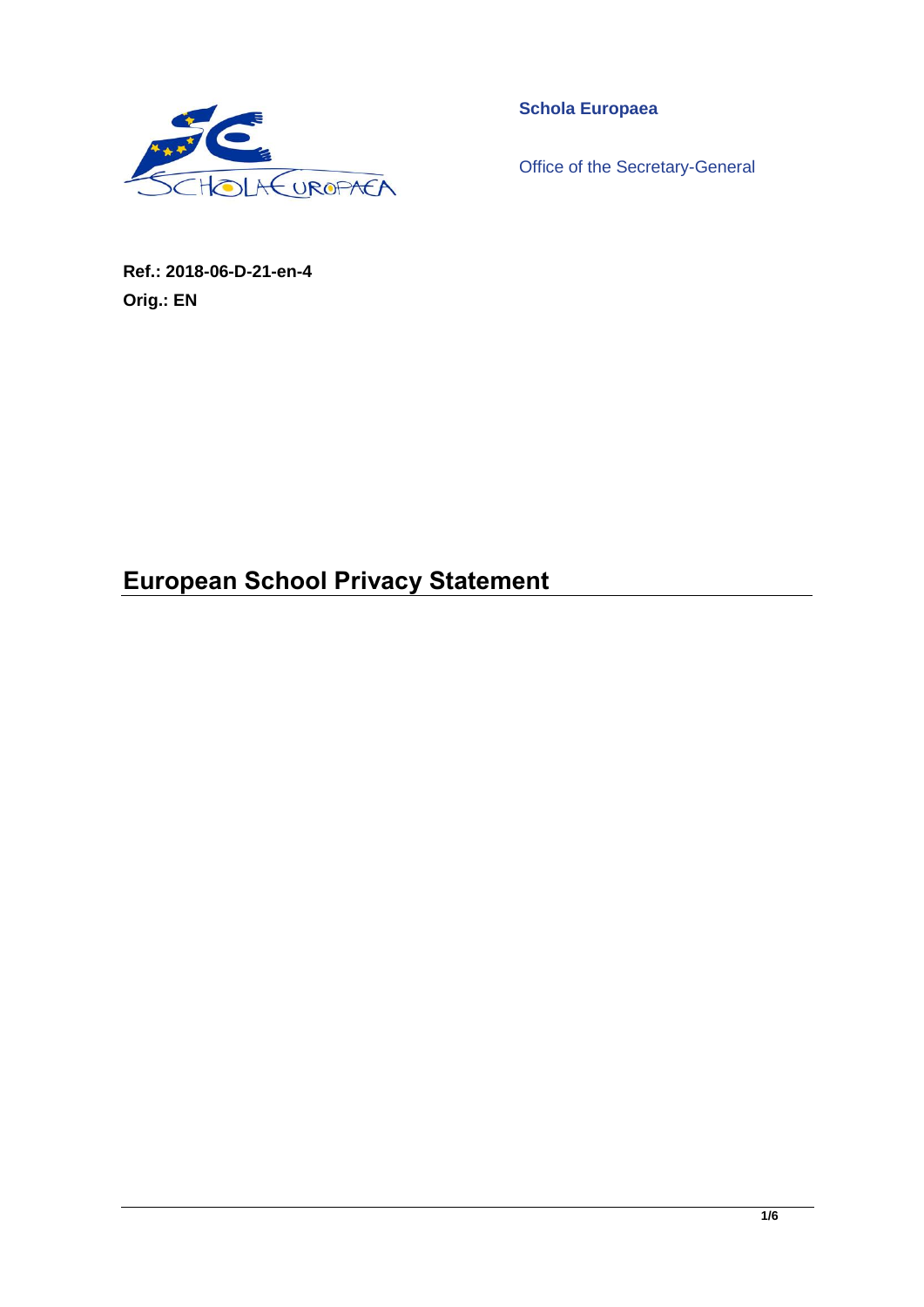**Schola Europaea**

Office of the Secretary-General

**Ref.: 2018-06-D-21-en-4**
**Orig.: EN**

# European School Privacy Statement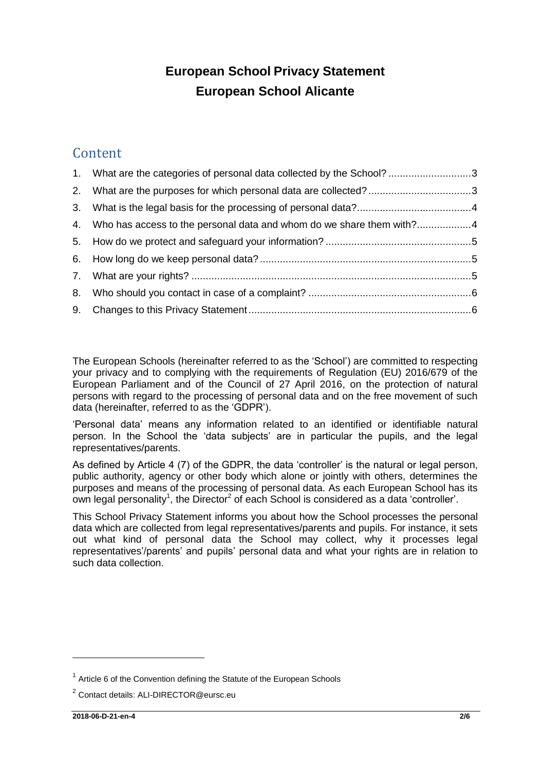# European School Privacy Statement
# European School Alicante

## Content

1. What are the categories of personal data collected by the School? .............................3
2. What are the purposes for which personal data are collected? ....................................3
3. What is the legal basis for the processing of personal data? ........................................4
4. Who has access to the personal data and whom do we share them with? ...................4
5. How do we protect and safeguard your information? ...................................................5
6. How long do we keep personal data? ..........................................................................5
7. What are your rights? ..................................................................................................5
8. Who should you contact in case of a complaint? .........................................................6
9. Changes to this Privacy Statement ..............................................................................6

The European Schools (hereinafter referred to as the 'School') are committed to respecting your privacy and to complying with the requirements of Regulation (EU) 2016/679 of the European Parliament and of the Council of 27 April 2016, on the protection of natural persons with regard to the processing of personal data and on the free movement of such data (hereinafter, referred to as the 'GDPR').

'Personal data' means any information related to an identified or identifiable natural person. In the School the 'data subjects' are in particular the pupils, and the legal representatives/parents.

As defined by Article 4 (7) of the GDPR, the data 'controller' is the natural or legal person, public authority, agency or other body which alone or jointly with others, determines the purposes and means of the processing of personal data. As each European School has its own legal personality[1], the Director[2] of each School is considered as a data 'controller'.

This School Privacy Statement informs you about how the School processes the personal data which are collected from legal representatives/parents and pupils. For instance, it sets out what kind of personal data the School may collect, why it processes legal representatives'/parents' and pupils' personal data and what your rights are in relation to such data collection.

---

[1] Article 6 of the Convention defining the Statute of the European Schools

[2] Contact details: ALI-DIRECTOR@eursc.eu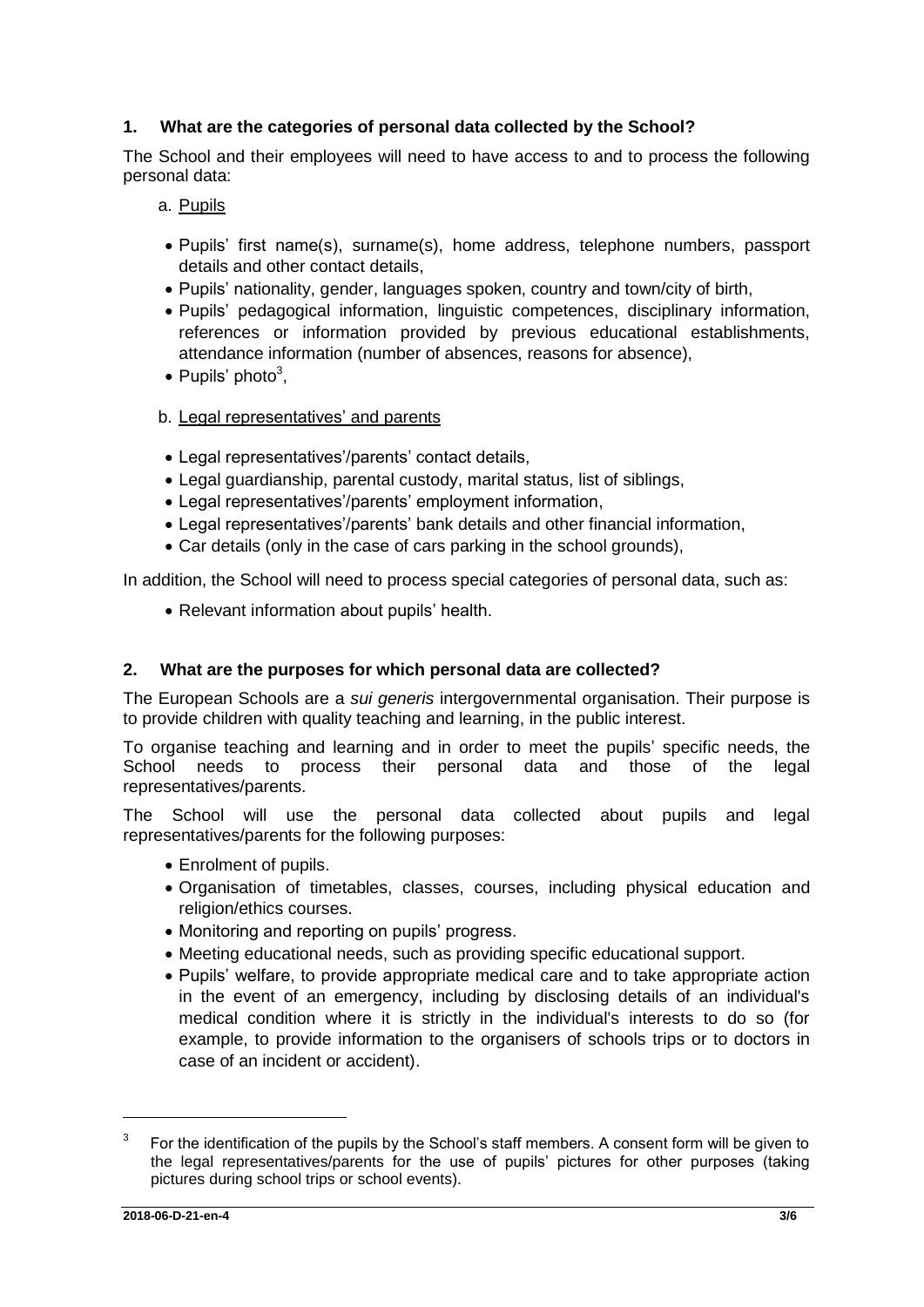## 1. What are the categories of personal data collected by the School?

The School and their employees will need to have access to and to process the following personal data:

a. Pupils

- Pupils' first name(s), surname(s), home address, telephone numbers, passport details and other contact details,
- Pupils' nationality, gender, languages spoken, country and town/city of birth,
- Pupils' pedagogical information, linguistic competences, disciplinary information, references or information provided by previous educational establishments, attendance information (number of absences, reasons for absence),
- Pupils' photo[3],

b. Legal representatives' and parents

- Legal representatives'/parents' contact details,
- Legal guardianship, parental custody, marital status, list of siblings,
- Legal representatives'/parents' employment information,
- Legal representatives'/parents' bank details and other financial information,
- Car details (only in the case of cars parking in the school grounds),

In addition, the School will need to process special categories of personal data, such as:

- Relevant information about pupils' health.

## 2. What are the purposes for which personal data are collected?

The European Schools are a *sui generis* intergovernmental organisation. Their purpose is to provide children with quality teaching and learning, in the public interest.

To organise teaching and learning and in order to meet the pupils' specific needs, the School needs to process their personal data and those of the legal representatives/parents.

The School will use the personal data collected about pupils and legal representatives/parents for the following purposes:

- Enrolment of pupils.
- Organisation of timetables, classes, courses, including physical education and religion/ethics courses.
- Monitoring and reporting on pupils' progress.
- Meeting educational needs, such as providing specific educational support.
- Pupils' welfare, to provide appropriate medical care and to take appropriate action in the event of an emergency, including by disclosing details of an individual's medical condition where it is strictly in the individual's interests to do so (for example, to provide information to the organisers of schools trips or to doctors in case of an incident or accident).

---

[3] For the identification of the pupils by the School's staff members. A consent form will be given to the legal representatives/parents for the use of pupils' pictures for other purposes (taking pictures during school trips or school events).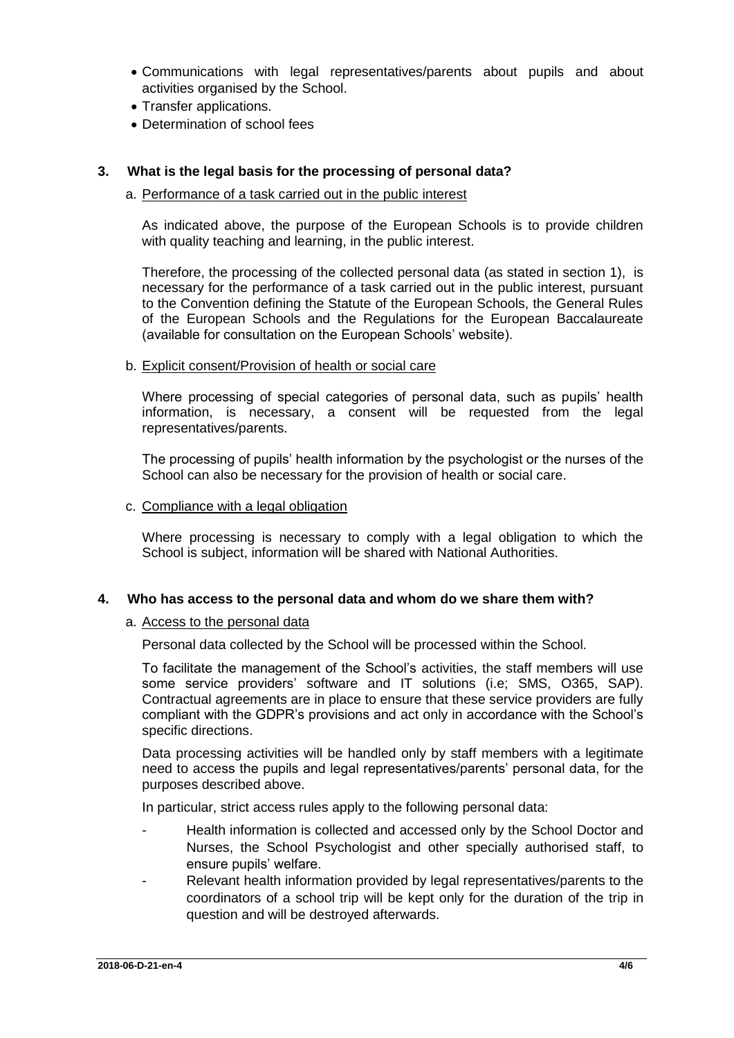- Communications with legal representatives/parents about pupils and about activities organised by the School.
- Transfer applications.
- Determination of school fees

## 3. What is the legal basis for the processing of personal data?

### a. Performance of a task carried out in the public interest

As indicated above, the purpose of the European Schools is to provide children with quality teaching and learning, in the public interest.

Therefore, the processing of the collected personal data (as stated in section 1), is necessary for the performance of a task carried out in the public interest, pursuant to the Convention defining the Statute of the European Schools, the General Rules of the European Schools and the Regulations for the European Baccalaureate (available for consultation on the European Schools' website).

### b. Explicit consent/Provision of health or social care

Where processing of special categories of personal data, such as pupils' health information, is necessary, a consent will be requested from the legal representatives/parents.

The processing of pupils' health information by the psychologist or the nurses of the School can also be necessary for the provision of health or social care.

### c. Compliance with a legal obligation

Where processing is necessary to comply with a legal obligation to which the School is subject, information will be shared with National Authorities.

## 4. Who has access to the personal data and whom do we share them with?

### a. Access to the personal data

Personal data collected by the School will be processed within the School.

To facilitate the management of the School's activities, the staff members will use some service providers' software and IT solutions (i.e; SMS, O365, SAP). Contractual agreements are in place to ensure that these service providers are fully compliant with the GDPR's provisions and act only in accordance with the School's specific directions.

Data processing activities will be handled only by staff members with a legitimate need to access the pupils and legal representatives/parents' personal data, for the purposes described above.

In particular, strict access rules apply to the following personal data:

- Health information is collected and accessed only by the School Doctor and Nurses, the School Psychologist and other specially authorised staff, to ensure pupils' welfare.
- Relevant health information provided by legal representatives/parents to the coordinators of a school trip will be kept only for the duration of the trip in question and will be destroyed afterwards.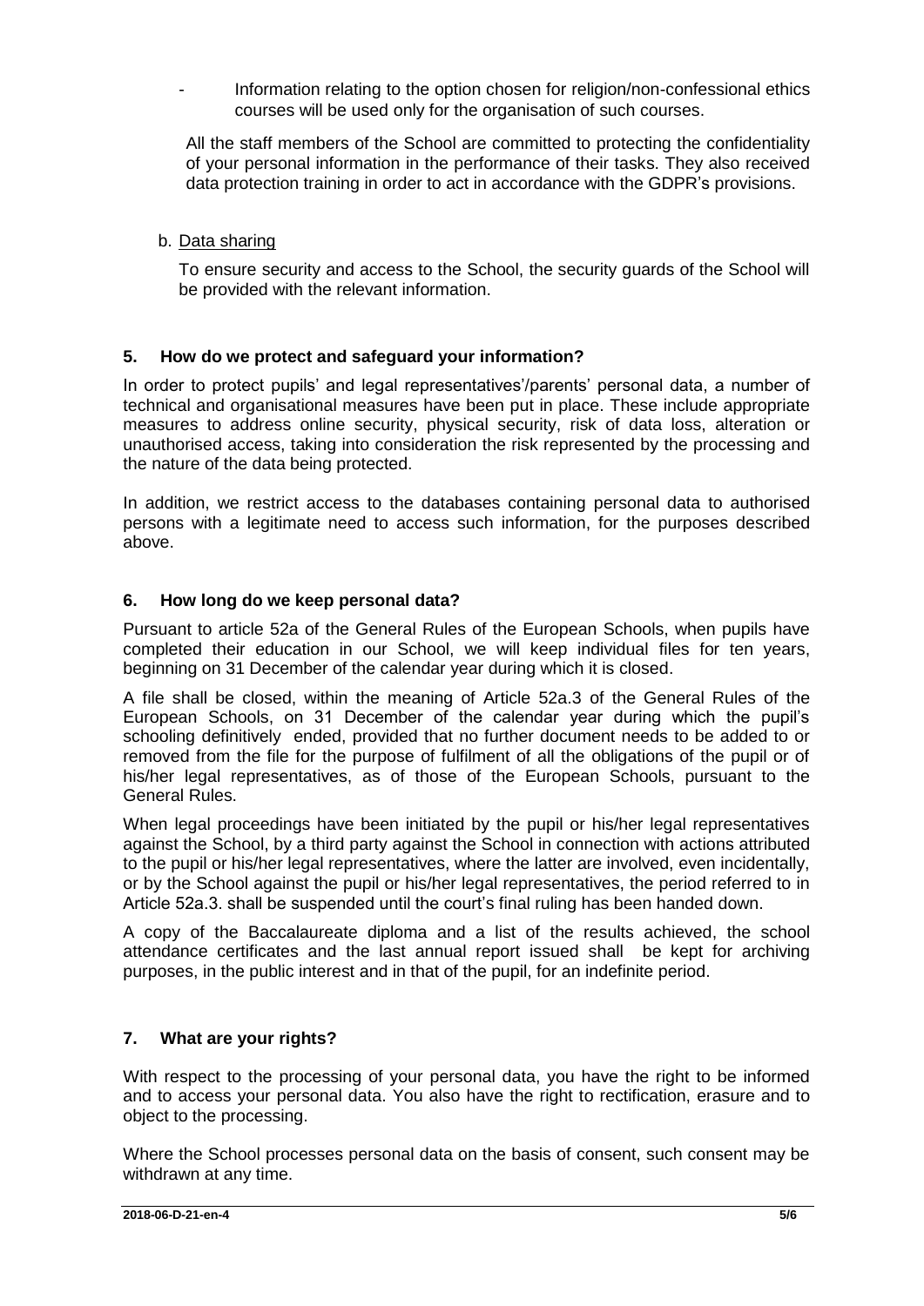- Information relating to the option chosen for religion/non-confessional ethics courses will be used only for the organisation of such courses.

All the staff members of the School are committed to protecting the confidentiality of your personal information in the performance of their tasks. They also received data protection training in order to act in accordance with the GDPR's provisions.

b. Data sharing

To ensure security and access to the School, the security guards of the School will be provided with the relevant information.

## 5. How do we protect and safeguard your information?

In order to protect pupils' and legal representatives'/parents' personal data, a number of technical and organisational measures have been put in place. These include appropriate measures to address online security, physical security, risk of data loss, alteration or unauthorised access, taking into consideration the risk represented by the processing and the nature of the data being protected.

In addition, we restrict access to the databases containing personal data to authorised persons with a legitimate need to access such information, for the purposes described above.

## 6. How long do we keep personal data?

Pursuant to article 52a of the General Rules of the European Schools, when pupils have completed their education in our School, we will keep individual files for ten years, beginning on 31 December of the calendar year during which it is closed.

A file shall be closed, within the meaning of Article 52a.3 of the General Rules of the European Schools, on 31 December of the calendar year during which the pupil's schooling definitively ended, provided that no further document needs to be added to or removed from the file for the purpose of fulfilment of all the obligations of the pupil or of his/her legal representatives, as of those of the European Schools, pursuant to the General Rules.

When legal proceedings have been initiated by the pupil or his/her legal representatives against the School, by a third party against the School in connection with actions attributed to the pupil or his/her legal representatives, where the latter are involved, even incidentally, or by the School against the pupil or his/her legal representatives, the period referred to in Article 52a.3. shall be suspended until the court's final ruling has been handed down.

A copy of the Baccalaureate diploma and a list of the results achieved, the school attendance certificates and the last annual report issued shall be kept for archiving purposes, in the public interest and in that of the pupil, for an indefinite period.

## 7. What are your rights?

With respect to the processing of your personal data, you have the right to be informed and to access your personal data. You also have the right to rectification, erasure and to object to the processing.

Where the School processes personal data on the basis of consent, such consent may be withdrawn at any time.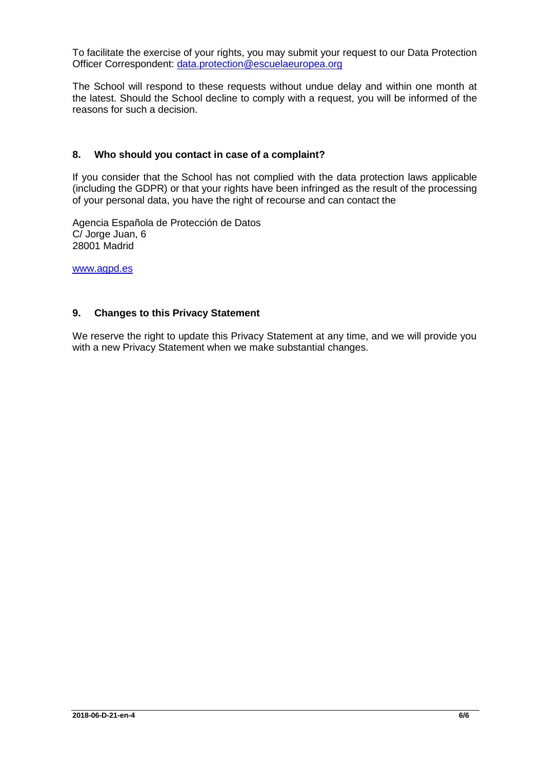To facilitate the exercise of your rights, you may submit your request to our Data Protection Officer Correspondent: [data.protection@escuelaeuropea.org](mailto:data.protection@escuelaeuropea.org)

The School will respond to these requests without undue delay and within one month at the latest. Should the School decline to comply with a request, you will be informed of the reasons for such a decision.

## 8. Who should you contact in case of a complaint?

If you consider that the School has not complied with the data protection laws applicable (including the GDPR) or that your rights have been infringed as the result of the processing of your personal data, you have the right of recourse and can contact the

Agencia Española de Protección de Datos
C/ Jorge Juan, 6
28001 Madrid

[www.agpd.es](http://www.agpd.es)

## 9. Changes to this Privacy Statement

We reserve the right to update this Privacy Statement at any time, and we will provide you with a new Privacy Statement when we make substantial changes.